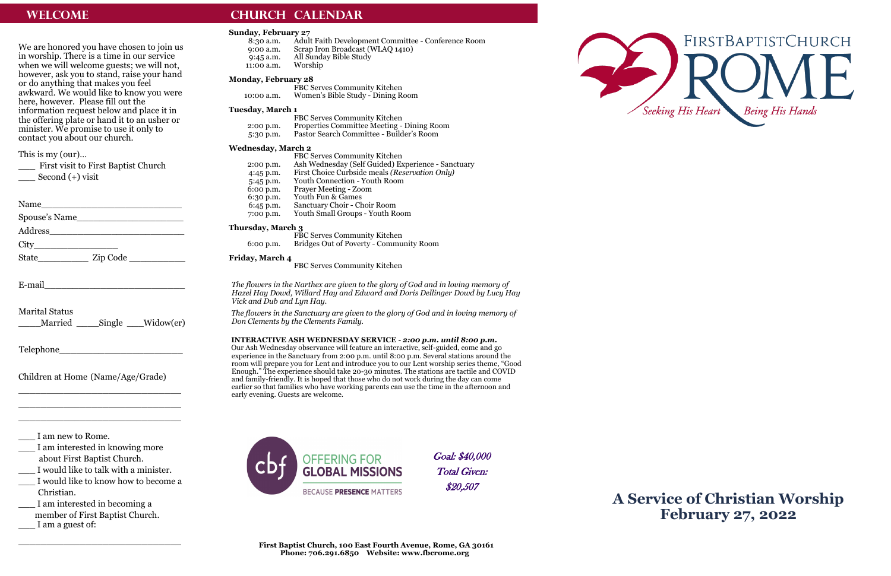## WELCOME

We are honored you have chosen to join us in worship. There is a time in our service when we will welcome guests; we will not, however, ask you to stand, raise your hand or do anything that makes you feel awkward. We would like to know you were here, however. Please fill out the information request below and place it in the offering plate or hand it to an usher or minister. We promise to use it only to contact you about our church.

This is my (our)...

___ First visit to First Baptist Church
___ Second (+) visit

Name___________________________

Spouse's Name____________________

Address_________________________

City________________

State_________ Zip Code __________

E-mail__________________________

Marital Status
____Married ____Single ___Widow(er)

Telephone_______________________

Children at Home (Name/Age/Grade)

_______________________________
_______________________________
_______________________________

___ I am new to Rome.
___ I am interested in knowing more about First Baptist Church.
___ I would like to talk with a minister.
___ I would like to know how to become a Christian.
___ I am interested in becoming a member of First Baptist Church.
___ I am a guest of:

_______________________________

## CHURCH CALENDAR

**Sunday, February 27**

| | |
|---|---|
| 8:30 a.m. | Adult Faith Development Committee - Conference Room |
| 9:00 a.m. | Scrap Iron Broadcast (WLAQ 1410) |
| 9:45 a.m. | All Sunday Bible Study |
| 11:00 a.m. | Worship |

**Monday, February 28**

| | |
|---|---|
| | FBC Serves Community Kitchen |
| 10:00 a.m. | Women's Bible Study - Dining Room |

**Tuesday, March 1**

| | |
|---|---|
| | FBC Serves Community Kitchen |
| 2:00 p.m. | Properties Committee Meeting - Dining Room |
| 5:30 p.m. | Pastor Search Committee - Builder's Room |

**Wednesday, March 2**

| | |
|---|---|
| | FBC Serves Community Kitchen |
| 2:00 p.m. | Ash Wednesday (Self Guided) Experience - Sanctuary |
| 4:45 p.m. | First Choice Curbside meals *(Reservation Only)* |
| 5:45 p.m. | Youth Connection - Youth Room |
| 6:00 p.m. | Prayer Meeting - Zoom |
| 6:30 p.m. | Youth Fun & Games |
| 6:45 p.m. | Sanctuary Choir - Choir Room |
| 7:00 p.m. | Youth Small Groups - Youth Room |

**Thursday, March 3**

| | |
|---|---|
| | FBC Serves Community Kitchen |
| 6:00 p.m. | Bridges Out of Poverty - Community Room |

**Friday, March 4**

| | |
|---|---|
| | FBC Serves Community Kitchen |

*The flowers in the Narthex are given to the glory of God and in loving memory of Hazel Hay Dowd, Willard Hay and Edward and Doris Dellinger Dowd by Lucy Hay Vick and Dub and Lyn Hay.*

*The flowers in the Sanctuary are given to the glory of God and in loving memory of Don Clements by the Clements Family.*

**INTERACTIVE ASH WEDNESDAY SERVICE - *2:00 p.m. until 8:00 p.m.***
Our Ash Wednesday observance will feature an interactive, self-guided, come and go experience in the Sanctuary from 2:00 p.m. until 8:00 p.m. Several stations around the room will prepare you for Lent and introduce you to our Lent worship series theme, "Good Enough." The experience should take 20-30 minutes. The stations are tactile and COVID and family-friendly. It is hoped that those who do not work during the day can come earlier so that families who have working parents can use the time in the afternoon and early evening. Guests are welcome.

cbf OFFERING FOR GLOBAL MISSIONS
BECAUSE PRESENCE MATTERS

*Goal: $40,000*
*Total Given: $20,507*

**First Baptist Church, 100 East Fourth Avenue, Rome, GA 30161**
**Phone: 706.291.6850 Website: www.fbcrome.org**

FIRST BAPTIST CHURCH ROME
*Seeking His Heart Being His Hands*

# A Service of Christian Worship
# February 27, 2022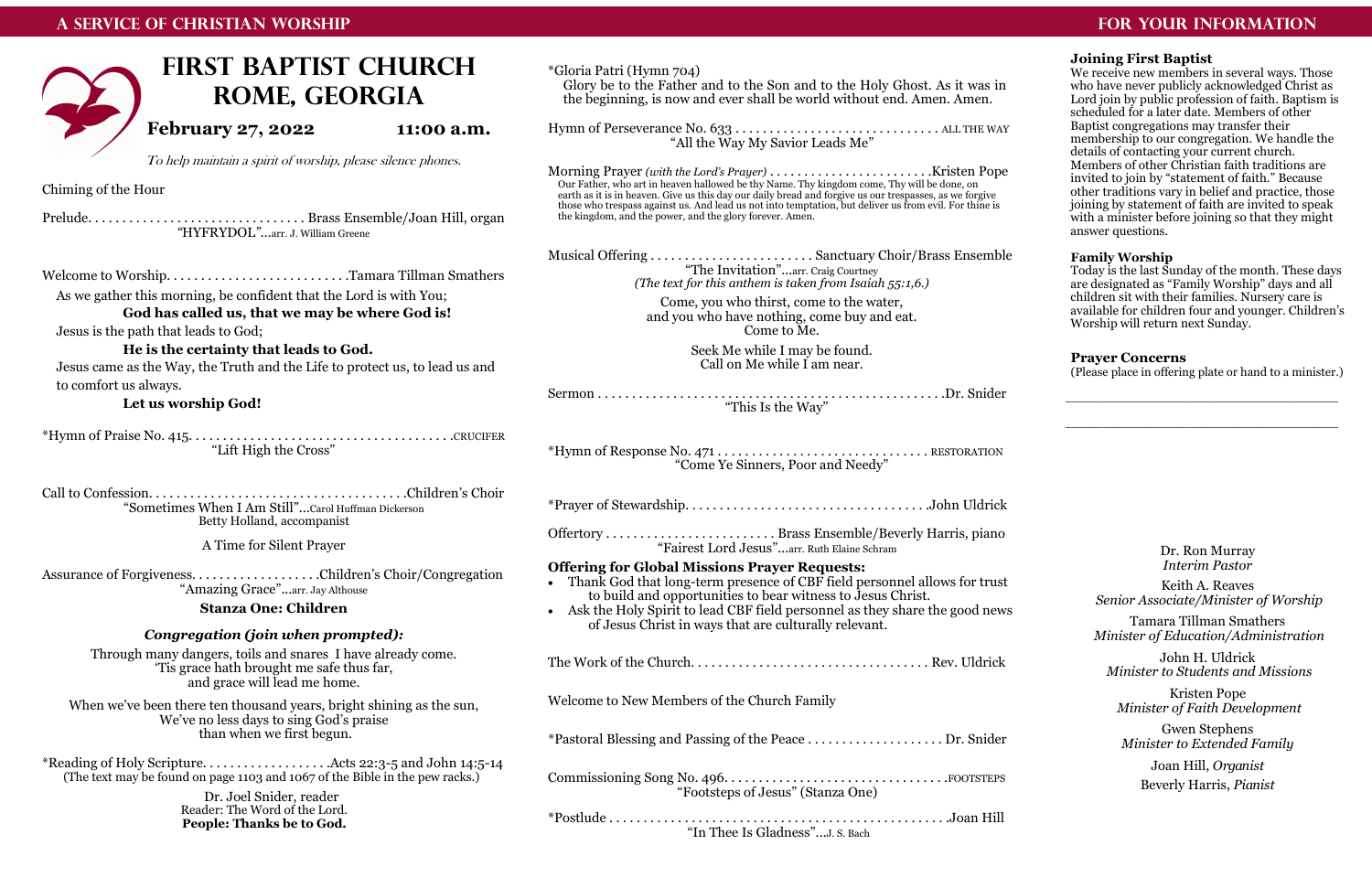## A Service of Christian Worship

# First Baptist Church
# Rome, Georgia

**February 27, 2022** **11:00 a.m.**

*To help maintain a spirit of worship, please silence phones.*

Chiming of the Hour

Prelude. . . . . . . . . . . . . . . . . . . . . . . . . . . . . . . . Brass Ensemble/Joan Hill, organ
"HYFRYDOL"...arr. J. William Greene

Welcome to Worship. . . . . . . . . . . . . . . . . . . . . . . . . .Tamara Tillman Smathers

As we gather this morning, be confident that the Lord is with You;

**God has called us, that we may be where God is!**

Jesus is the path that leads to God;

**He is the certainty that leads to God.**

Jesus came as the Way, the Truth and the Life to protect us, to lead us and to comfort us always.

**Let us worship God!**

*Hymn of Praise No. 415. . . . . . . . . . . . . . . . . . . . . . . . . . . . . . . . . . . . . . .CRUCIFER
"Lift High the Cross"

Call to Confession. . . . . . . . . . . . . . . . . . . . . . . . . . . . . . . . . . . . .Children's Choir
"Sometimes When I Am Still"...Carol Huffman Dickerson
Betty Holland, accompanist

A Time for Silent Prayer

Assurance of Forgiveness. . . . . . . . . . . . . . . . . . .Children's Choir/Congregation
"Amazing Grace"...arr. Jay Althouse

**Stanza One: Children**

***Congregation (join when prompted):***

Through many dangers, toils and snares I have already come.
'Tis grace hath brought me safe thus far,
and grace will lead me home.

When we've been there ten thousand years, bright shining as the sun,
We've no less days to sing God's praise
than when we first begun.

*Reading of Holy Scripture. . . . . . . . . . . . . . . . . . .Acts 22:3-5 and John 14:5-14
(The text may be found on page 1103 and 1067 of the Bible in the pew racks.)

Dr. Joel Snider, reader
Reader: The Word of the Lord.
**People: Thanks be to God.**

*Gloria Patri (Hymn 704)
Glory be to the Father and to the Son and to the Holy Ghost. As it was in the beginning, is now and ever shall be world without end. Amen. Amen.

Hymn of Perseverance No. 633 . . . . . . . . . . . . . . . . . . . . . . . . . . . . . ALL THE WAY
"All the Way My Savior Leads Me"

Morning Prayer *(with the Lord's Prayer)* . . . . . . . . . . . . . . . . . . . . . . .Kristen Pope
Our Father, who art in heaven hallowed be thy Name. Thy kingdom come, Thy will be done, on earth as it is in heaven. Give us this day our daily bread and forgive us our trespasses, as we forgive those who trespass against us. And lead us not into temptation, but deliver us from evil. For thine is the kingdom, and the power, and the glory forever. Amen.

Musical Offering . . . . . . . . . . . . . . . . . . . . . . . . Sanctuary Choir/Brass Ensemble
"The Invitation"...arr. Craig Courtney
*(The text for this anthem is taken from Isaiah 55:1,6.)*

Come, you who thirst, come to the water,
and you who have nothing, come buy and eat.
Come to Me.

Seek Me while I may be found.
Call on Me while I am near.

Sermon . . . . . . . . . . . . . . . . . . . . . . . . . . . . . . . . . . . . . . . . . . . . . . . . . . . .Dr. Snider
"This Is the Way"

*Hymn of Response No. 471 . . . . . . . . . . . . . . . . . . . . . . . . . . . . . . RESTORATION
"Come Ye Sinners, Poor and Needy"

*Prayer of Stewardship. . . . . . . . . . . . . . . . . . . . . . . . . . . . . . . . . . . .John Uldrick

Offertory . . . . . . . . . . . . . . . . . . . . . . . . . Brass Ensemble/Beverly Harris, piano
"Fairest Lord Jesus"...arr. Ruth Elaine Schram

**Offering for Global Missions Prayer Requests:**

- Thank God that long-term presence of CBF field personnel allows for trust to build and opportunities to bear witness to Jesus Christ.
- Ask the Holy Spirit to lead CBF field personnel as they share the good news of Jesus Christ in ways that are culturally relevant.

The Work of the Church. . . . . . . . . . . . . . . . . . . . . . . . . . . . . . . . . . Rev. Uldrick

Welcome to New Members of the Church Family

*Pastoral Blessing and Passing of the Peace . . . . . . . . . . . . . . . . . . . . Dr. Snider

Commissioning Song No. 496. . . . . . . . . . . . . . . . . . . . . . . . . . . . . . . .FOOTSTEPS
"Footsteps of Jesus" (Stanza One)

*Postlude . . . . . . . . . . . . . . . . . . . . . . . . . . . . . . . . . . . . . . . . . . . . . . . . . .Joan Hill
"In Thee Is Gladness"...J. S. Bach

## For Your Information

**Joining First Baptist**
We receive new members in several ways. Those who have never publicly acknowledged Christ as Lord join by public profession of faith. Baptism is scheduled for a later date. Members of other Baptist congregations may transfer their membership to our congregation. We handle the details of contacting your current church. Members of other Christian faith traditions are invited to join by "statement of faith." Because other traditions vary in belief and practice, those joining by statement of faith are invited to speak with a minister before joining so that they might answer questions.

**Family Worship**
Today is the last Sunday of the month. These days are designated as "Family Worship" days and all children sit with their families. Nursery care is available for children four and younger. Children's Worship will return next Sunday.

**Prayer Concerns**
(Please place in offering plate or hand to a minister.)

\_\_\_\_\_\_\_\_\_\_\_\_\_\_\_\_\_\_\_\_\_\_\_\_\_\_\_\_\_\_\_\_\_\_\_\_

\_\_\_\_\_\_\_\_\_\_\_\_\_\_\_\_\_\_\_\_\_\_\_\_\_\_\_\_\_\_\_\_\_\_\_\_

Dr. Ron Murray
*Interim Pastor*

Keith A. Reaves
*Senior Associate/Minister of Worship*

Tamara Tillman Smathers
*Minister of Education/Administration*

John H. Uldrick
*Minister to Students and Missions*

Kristen Pope
*Minister of Faith Development*

Gwen Stephens
*Minister to Extended Family*

Joan Hill, *Organist*

Beverly Harris, *Pianist*